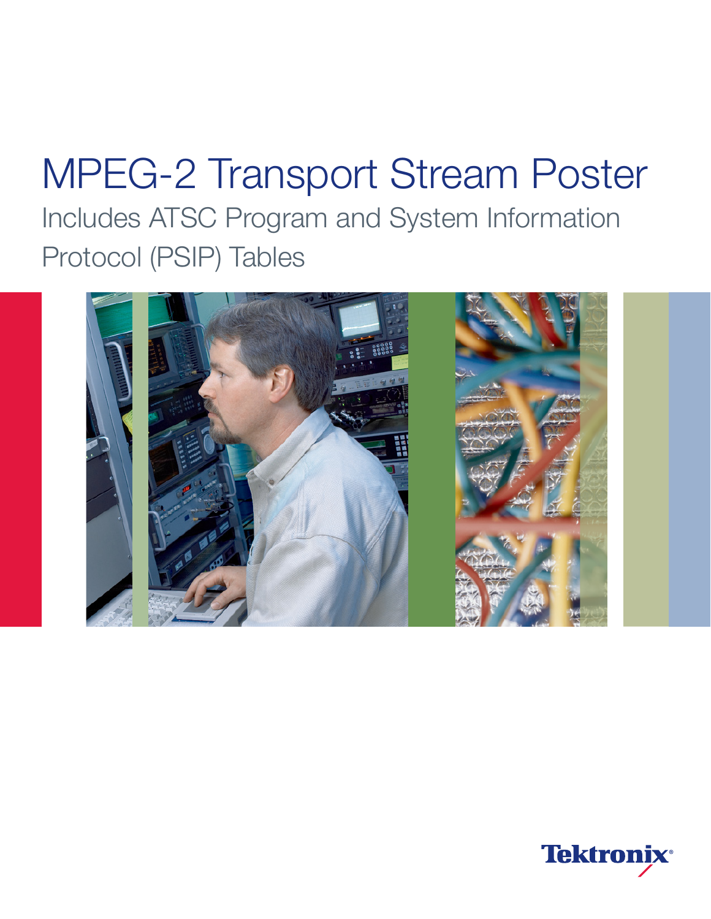# MPEG-2 Transport Stream Poster

## Includes ATSC Program and System Information Protocol (PSIP) Tables

Tektronix®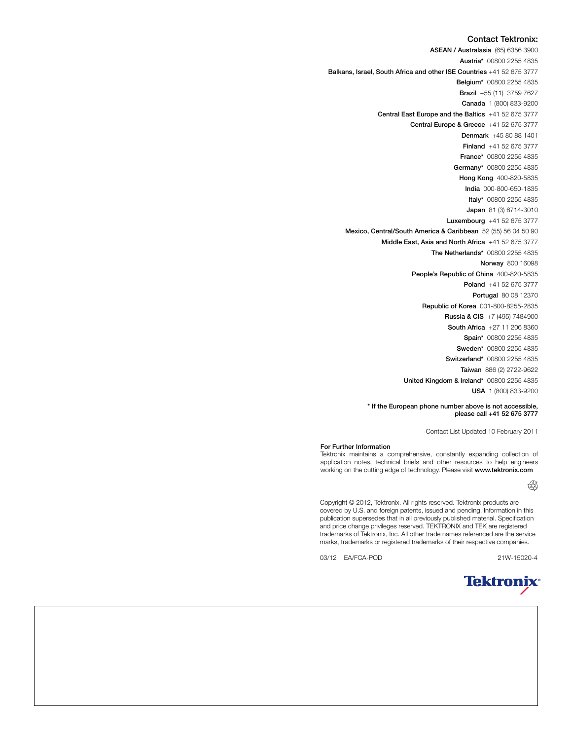## Contact Tektronix:

**ASEAN / Australasia** (65) 6356 3900
**Austria*** 00800 2255 4835
**Balkans, Israel, South Africa and other ISE Countries** +41 52 675 3777
**Belgium*** 00800 2255 4835
**Brazil** +55 (11) 3759 7627
**Canada** 1 (800) 833-9200
**Central East Europe and the Baltics** +41 52 675 3777
**Central Europe & Greece** +41 52 675 3777
**Denmark** +45 80 88 1401
**Finland** +41 52 675 3777
**France*** 00800 2255 4835
**Germany*** 00800 2255 4835
**Hong Kong** 400-820-5835
**India** 000-800-650-1835
**Italy*** 00800 2255 4835
**Japan** 81 (3) 6714-3010
**Luxembourg** +41 52 675 3777
**Mexico, Central/South America & Caribbean** 52 (55) 56 04 50 90
**Middle East, Asia and North Africa** +41 52 675 3777
**The Netherlands*** 00800 2255 4835
**Norway** 800 16098
**People's Republic of China** 400-820-5835
**Poland** +41 52 675 3777
**Portugal** 80 08 12370
**Republic of Korea** 001-800-8255-2835
**Russia & CIS** +7 (495) 7484900
**South Africa** +27 11 206 8360
**Spain*** 00800 2255 4835
**Sweden*** 00800 2255 4835
**Switzerland*** 00800 2255 4835
**Taiwan** 886 (2) 2722-9622
**United Kingdom & Ireland*** 00800 2255 4835
**USA** 1 (800) 833-9200

**\* If the European phone number above is not accessible, please call +41 52 675 3777**

Contact List Updated 10 February 2011

**For Further Information**
Tektronix maintains a comprehensive, constantly expanding collection of application notes, technical briefs and other resources to help engineers working on the cutting edge of technology. Please visit **www.tektronix.com**

Copyright © 2012, Tektronix. All rights reserved. Tektronix products are covered by U.S. and foreign patents, issued and pending. Information in this publication supersedes that in all previously published material. Specification and price change privileges reserved. TEKTRONIX and TEK are registered trademarks of Tektronix, Inc. All other trade names referenced are the service marks, trademarks or registered trademarks of their respective companies.

03/12 EA/FCA-POD 21W-15020-4

Tektronix®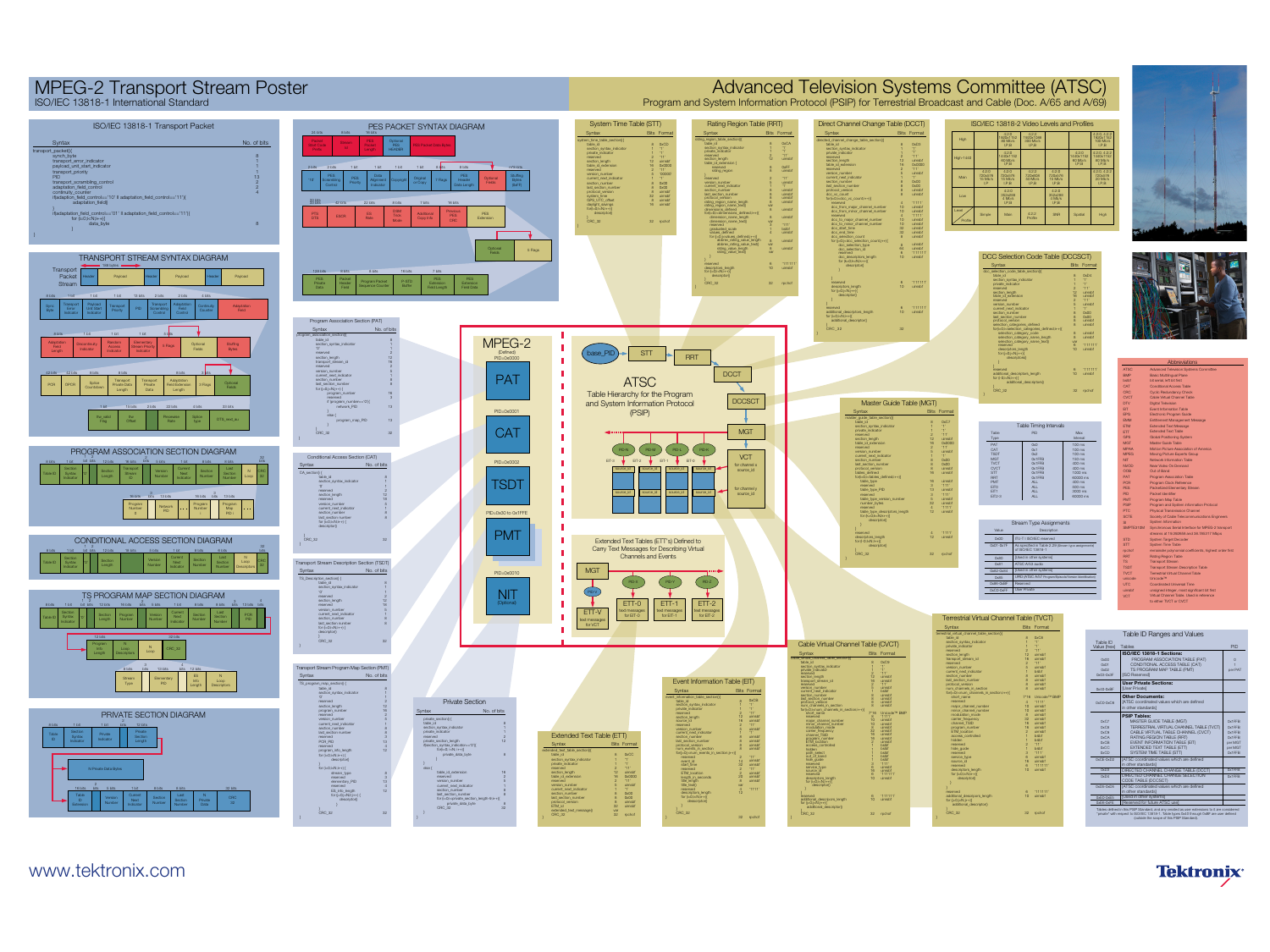# MPEG-2 Transport Stream Poster

ISO/IEC 13818-1 International Standard

# Advanced Television Systems Committee (ATSC)

Program and System Information Protocol (PSIP) for Terrestrial Broadcast and Cable (Doc. A/65 and A/69)

## ISO/IEC 13818-1 Transport Packet

| Syntax | No. of bits |
|---|---|
| transport_packet(){ | |
| sync_byte | 8 |
| transport_error_indicator | 1 |
| payload_unit_start_indicator | 1 |
| transport_priority | 1 |
| PID | 13 |
| transport_scrambling_control | 2 |
| adaptation_field_control | 2 |
| continuity_counter | 4 |
| if(adaptation_field_control=='10' \|\| adaptation_field_control=='11'){ | |
| adaptation_field() | |
| } | |
| if(adaptation_field_control=='01' \|\| adaptation_field_control=='11') { | |
| for (i=0;i<N;i++){ | |
| data_byte | 8 |
| } | |
| } | |
| } | |

## TRANSPORT STREAM SYNTAX DIAGRAM

Transport Packet Stream

Header | Payload | Header | Payload | Header | Payload

Sync Byte | Transport Error Indicator | Payload Unit Start Indicator | Transport Priority | PID | Transport Scrambling Control | Adaptation Field Control | Continuity Counter | Adaptation Field

Adaptation Field Length | Discontinuity Indicator | Random Access Indicator | Elementary Stream Priority Indicator | 5 Flags | Optional Fields | Stuffing Bytes

PCR | OPCR | Splice Countdown | Transport Private Data Length | Transport Private Data | Adaptation Field Extension Length | 3 Flags | Optional Fields

ltw_valid Flag | ltw_offset | Piecewise Rate | Splice Type | DTS_next_au

## PES PACKET SYNTAX DIAGRAM

Packet Start Code Prefix | Stream ID | PES Packet Length | Optional PES HEADER | PES Packet Data Bytes

'10' | PES Scrambling Control | PES Priority | Data Alignment Indicator | Copyright | Original or Copy | 7 Flags | PES Header Data Length | Optional Fields | Stuffing Bytes (0xFF)

PTS DTS | ESCR | ES Rate | DSM Trick Mode | Additional Copy Info | Previous PES CRC | PES Extension

5 Flags | Optional Fields

PES Private Data | Packet Header Field | Program Packet Sequence Counter | P-STD Buffer | PES Extension Field Length | PES Extension Field Data

## PROGRAM ASSOCIATION SECTION DIAGRAM

Table ID | Section Syntax Indicator | '0' | Section Length | Transport Stream ID | Version Number | Current Next Indicator | Section Number | Last Section Number | N Loop | CRC 32

Program Number 0 | Network PID | Program Number i | Program Map PID i

## CONDITIONAL ACCESS SECTION DIAGRAM

Table ID | Section Syntax Indicator | '0' | Section Length | Version Number | Current Next Indicator | Section Number | Last Section Number | N Loop Descriptors | CRC 32

## TS PROGRAM MAP SECTION DIAGRAM

Table ID | Section Syntax Indicator | '0' | Section Length | Program Number | Version Number | Current Next Indicator | Section Number | Last Section Number | PCR PID

Program Info Length | N Loop Descriptors | N Loop | CRC_32

Stream Type | Elementary PID | ES Info Length | N Loop Descriptors

## PRIVATE SECTION DIAGRAM

Table ID | Section Syntax Indicator | Private Indicator | Private Section Length

N Private Data Bytes

Table ID Extension | Version Number | Current Next Indicator | Section Number | Last Section Number | Private Data | CRC 32

## Program Association Section (PAT)

## Conditional Access Section (CAT)

## Transport Stream Description Section (TSDT)

## Transport Stream Program Map Section (PMT)

## Private Section

## MPEG-2 / ATSC Table Hierarchy for the Program and System Information Protocol (PSIP)

MPEG-2 (Defined)

PID=0x0000 PAT

PID=0x0001 CAT

PID=0x0002 TSDT

PID=0x0x10 to 0x1FFE PMT

PID=0x0010 NIT (Optional)

base_PID | STT | RRT | DCCT | DCCSCT | MGT | VCT

EIT-0 | EIT-1 | EIT-2 | EIT-3

VCT for channel x source_id

for channel y source_id

Extended Text Tables (ETT's) Defined to Carry Text Messages for Describing Virtual Channels and Events

MGT | ETT-V text messages for VCT | ETT-0 text messages for EIT-0 | ETT-1 text messages for EIT-1 | ETT-2 text messages for EIT-2

## System Time Table (STT)

## Rating Region Table (RRT)

## Direct Channel Change Table (DCCT)

## ISO/IEC 13818-2 Video Levels and Profiles

## DCC Selection Code Table (DCCSCT)

## Master Guide Table (MGT)

## Table Timing Intervals

## Stream Type Assignments

## Terrestrial Virtual Channel Table (TVCT)

## Cable Virtual Channel Table (CVCT)

## Event Information Table (EIT)

## Extended Text Table (ETT)

## Abbreviations

## Table ID Ranges and Values

www.tektronix.com

Tektronix